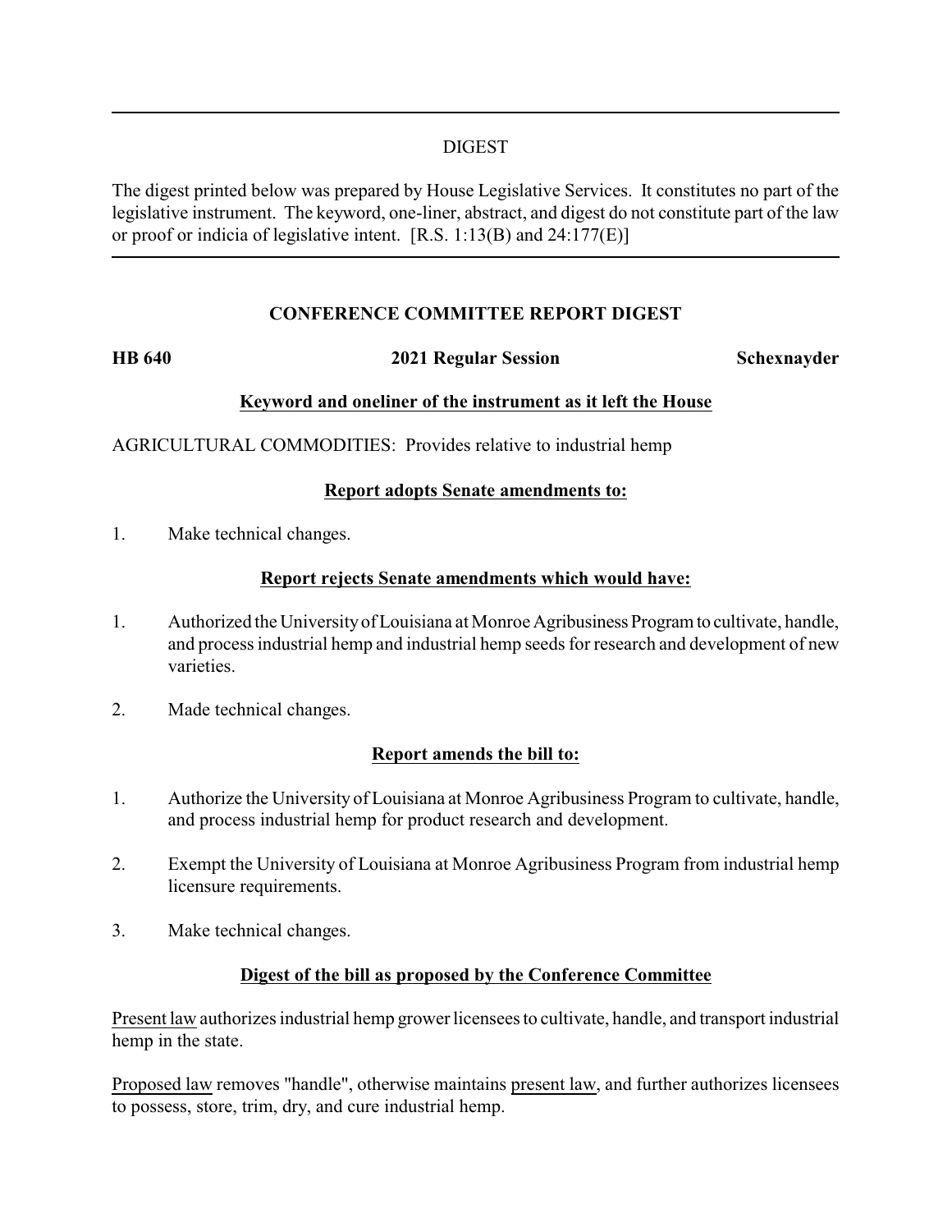## DIGEST

The digest printed below was prepared by House Legislative Services. It constitutes no part of the legislative instrument. The keyword, one-liner, abstract, and digest do not constitute part of the law or proof or indicia of legislative intent. [R.S. 1:13(B) and 24:177(E)]

### CONFERENCE COMMITTEE REPORT DIGEST

**HB 640** **2021 Regular Session** **Schexnayder**

**Keyword and oneliner of the instrument as it left the House**

AGRICULTURAL COMMODITIES: Provides relative to industrial hemp

**Report adopts Senate amendments to:**

1. Make technical changes.

**Report rejects Senate amendments which would have:**

1. Authorized the University of Louisiana at Monroe Agribusiness Program to cultivate, handle, and process industrial hemp and industrial hemp seeds for research and development of new varieties.
2. Made technical changes.

**Report amends the bill to:**

1. Authorize the University of Louisiana at Monroe Agribusiness Program to cultivate, handle, and process industrial hemp for product research and development.
2. Exempt the University of Louisiana at Monroe Agribusiness Program from industrial hemp licensure requirements.
3. Make technical changes.

**Digest of the bill as proposed by the Conference Committee**

Present law authorizes industrial hemp grower licensees to cultivate, handle, and transport industrial hemp in the state.

Proposed law removes "handle", otherwise maintains present law, and further authorizes licensees to possess, store, trim, dry, and cure industrial hemp.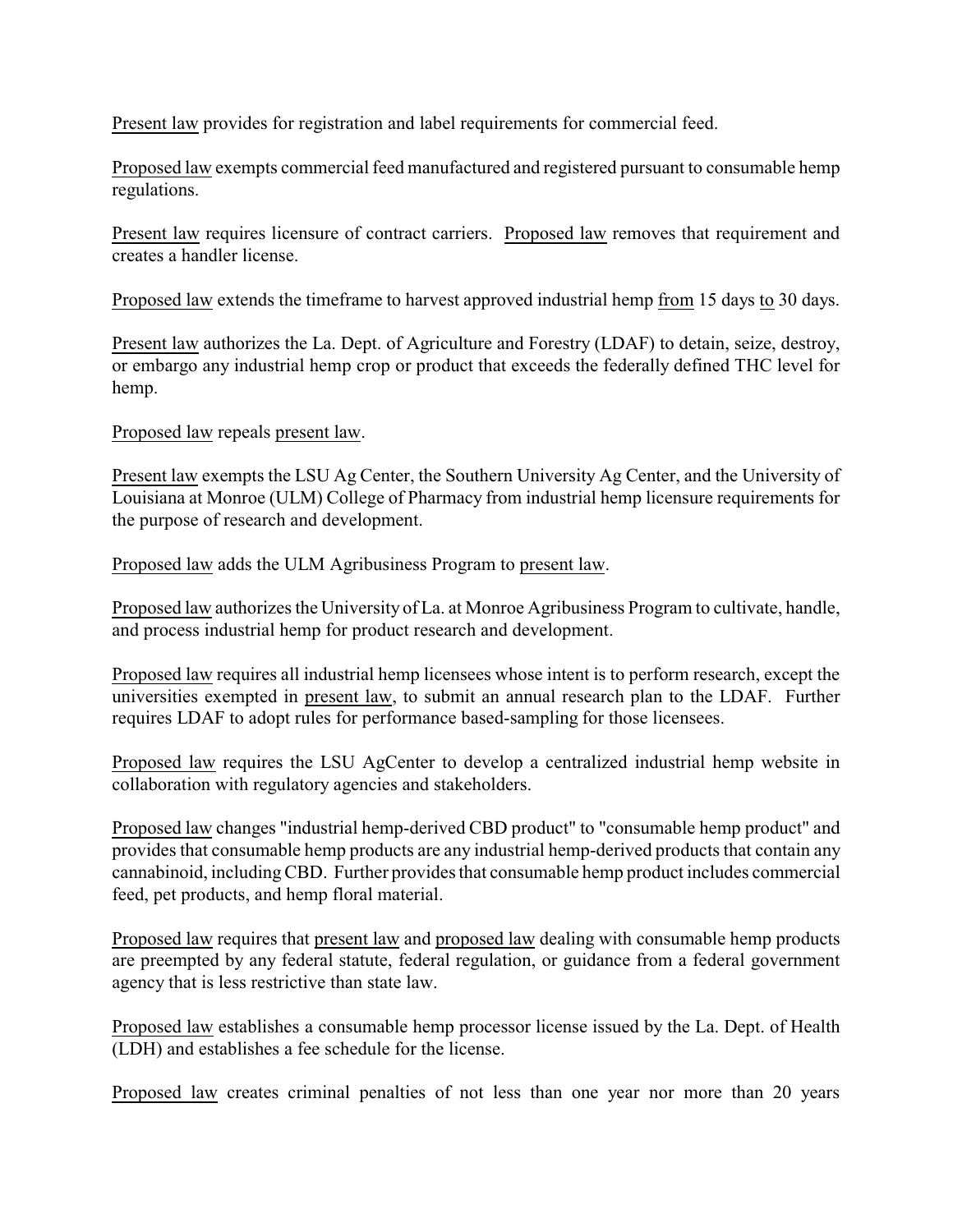Present law provides for registration and label requirements for commercial feed.

Proposed law exempts commercial feed manufactured and registered pursuant to consumable hemp regulations.

Present law requires licensure of contract carriers. Proposed law removes that requirement and creates a handler license.

Proposed law extends the timeframe to harvest approved industrial hemp from 15 days to 30 days.

Present law authorizes the La. Dept. of Agriculture and Forestry (LDAF) to detain, seize, destroy, or embargo any industrial hemp crop or product that exceeds the federally defined THC level for hemp.

Proposed law repeals present law.

Present law exempts the LSU Ag Center, the Southern University Ag Center, and the University of Louisiana at Monroe (ULM) College of Pharmacy from industrial hemp licensure requirements for the purpose of research and development.

Proposed law adds the ULM Agribusiness Program to present law.

Proposed law authorizes the University of La. at Monroe Agribusiness Program to cultivate, handle, and process industrial hemp for product research and development.

Proposed law requires all industrial hemp licensees whose intent is to perform research, except the universities exempted in present law, to submit an annual research plan to the LDAF. Further requires LDAF to adopt rules for performance based-sampling for those licensees.

Proposed law requires the LSU AgCenter to develop a centralized industrial hemp website in collaboration with regulatory agencies and stakeholders.

Proposed law changes "industrial hemp-derived CBD product" to "consumable hemp product" and provides that consumable hemp products are any industrial hemp-derived products that contain any cannabinoid, including CBD. Further provides that consumable hemp product includes commercial feed, pet products, and hemp floral material.

Proposed law requires that present law and proposed law dealing with consumable hemp products are preempted by any federal statute, federal regulation, or guidance from a federal government agency that is less restrictive than state law.

Proposed law establishes a consumable hemp processor license issued by the La. Dept. of Health (LDH) and establishes a fee schedule for the license.

Proposed law creates criminal penalties of not less than one year nor more than 20 years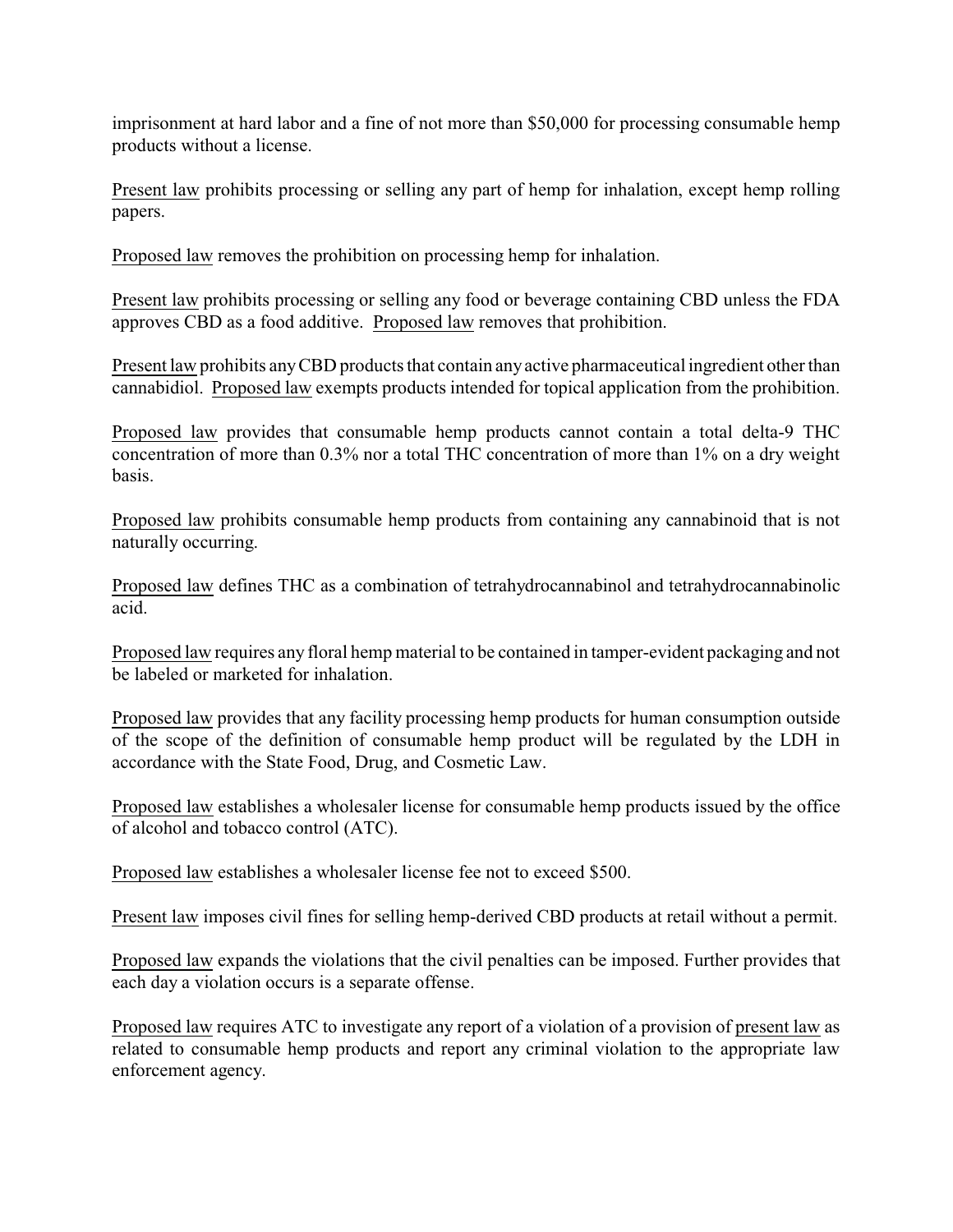imprisonment at hard labor and a fine of not more than $50,000 for processing consumable hemp products without a license.

Present law prohibits processing or selling any part of hemp for inhalation, except hemp rolling papers.

Proposed law removes the prohibition on processing hemp for inhalation.

Present law prohibits processing or selling any food or beverage containing CBD unless the FDA approves CBD as a food additive. Proposed law removes that prohibition.

Present law prohibits any CBD products that contain any active pharmaceutical ingredient other than cannabidiol. Proposed law exempts products intended for topical application from the prohibition.

Proposed law provides that consumable hemp products cannot contain a total delta-9 THC concentration of more than 0.3% nor a total THC concentration of more than 1% on a dry weight basis.

Proposed law prohibits consumable hemp products from containing any cannabinoid that is not naturally occurring.

Proposed law defines THC as a combination of tetrahydrocannabinol and tetrahydrocannabinolic acid.

Proposed law requires any floral hemp material to be contained in tamper-evident packaging and not be labeled or marketed for inhalation.

Proposed law provides that any facility processing hemp products for human consumption outside of the scope of the definition of consumable hemp product will be regulated by the LDH in accordance with the State Food, Drug, and Cosmetic Law.

Proposed law establishes a wholesaler license for consumable hemp products issued by the office of alcohol and tobacco control (ATC).

Proposed law establishes a wholesaler license fee not to exceed $500.

Present law imposes civil fines for selling hemp-derived CBD products at retail without a permit.

Proposed law expands the violations that the civil penalties can be imposed. Further provides that each day a violation occurs is a separate offense.

Proposed law requires ATC to investigate any report of a violation of a provision of present law as related to consumable hemp products and report any criminal violation to the appropriate law enforcement agency.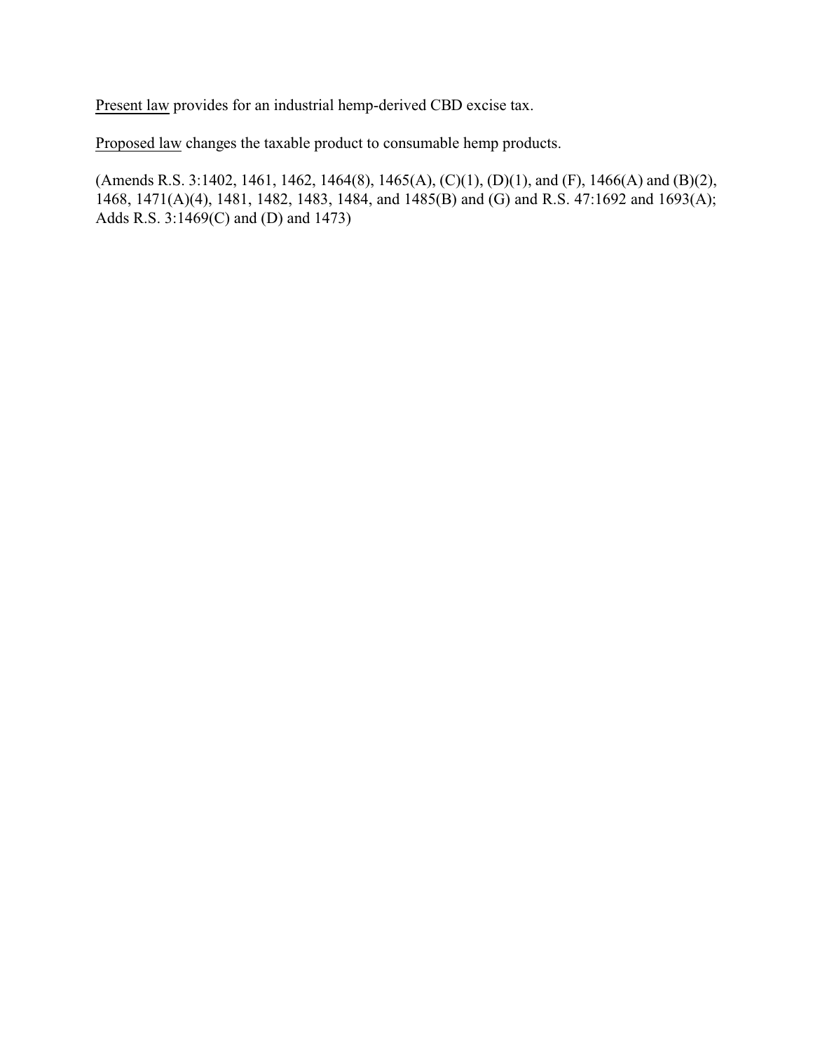Present law provides for an industrial hemp-derived CBD excise tax.

Proposed law changes the taxable product to consumable hemp products.

(Amends R.S. 3:1402, 1461, 1462, 1464(8), 1465(A), (C)(1), (D)(1), and (F), 1466(A) and (B)(2), 1468, 1471(A)(4), 1481, 1482, 1483, 1484, and 1485(B) and (G) and R.S. 47:1692 and 1693(A); Adds R.S. 3:1469(C) and (D) and 1473)